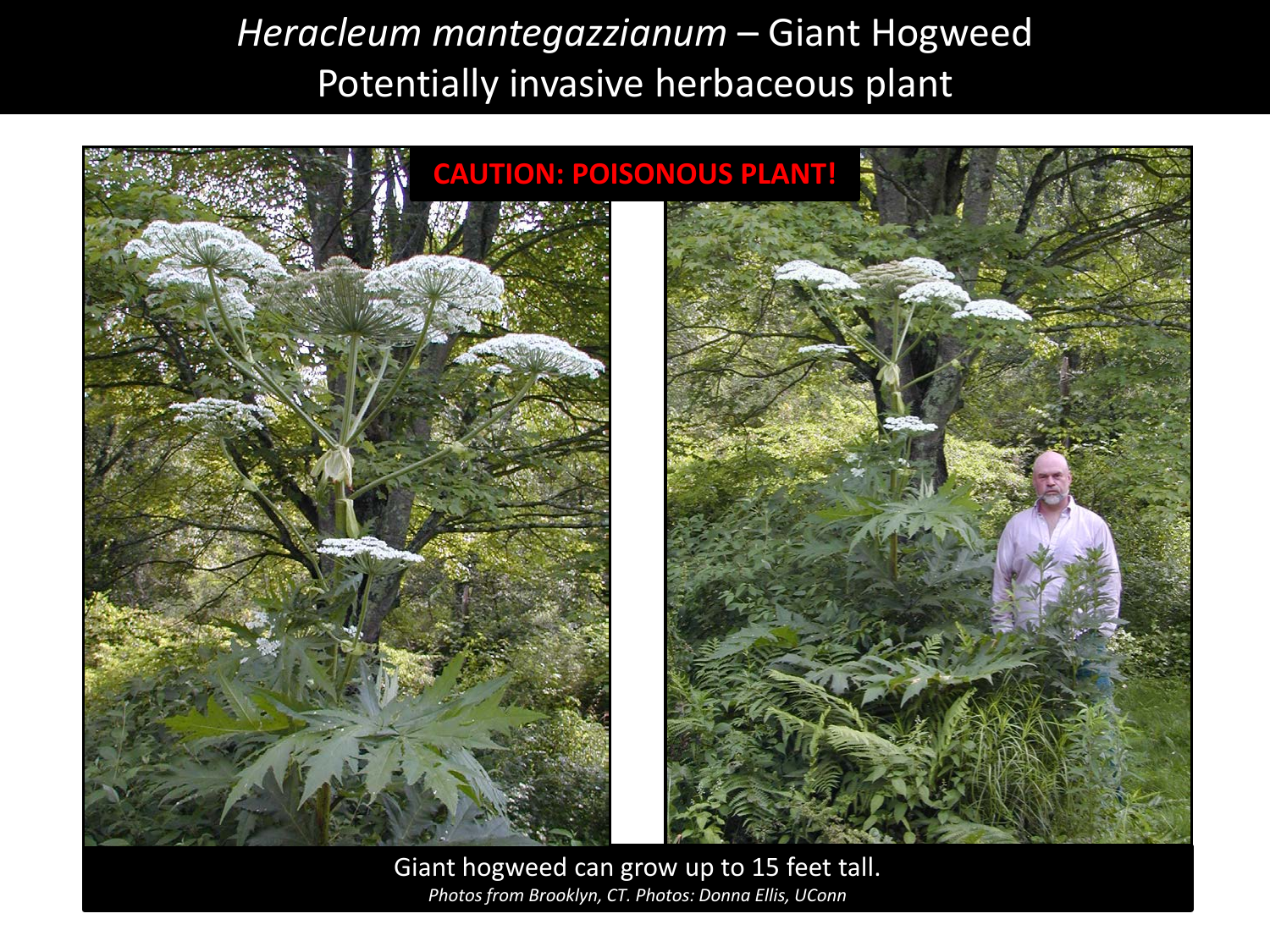# *Heracleum mantegazzianum* – Giant Hogweed
## Potentially invasive herbaceous plant

**CAUTION: POISONOUS PLANT!**

Giant hogweed can grow up to 15 feet tall.

*Photos from Brooklyn, CT. Photos: Donna Ellis, UConn*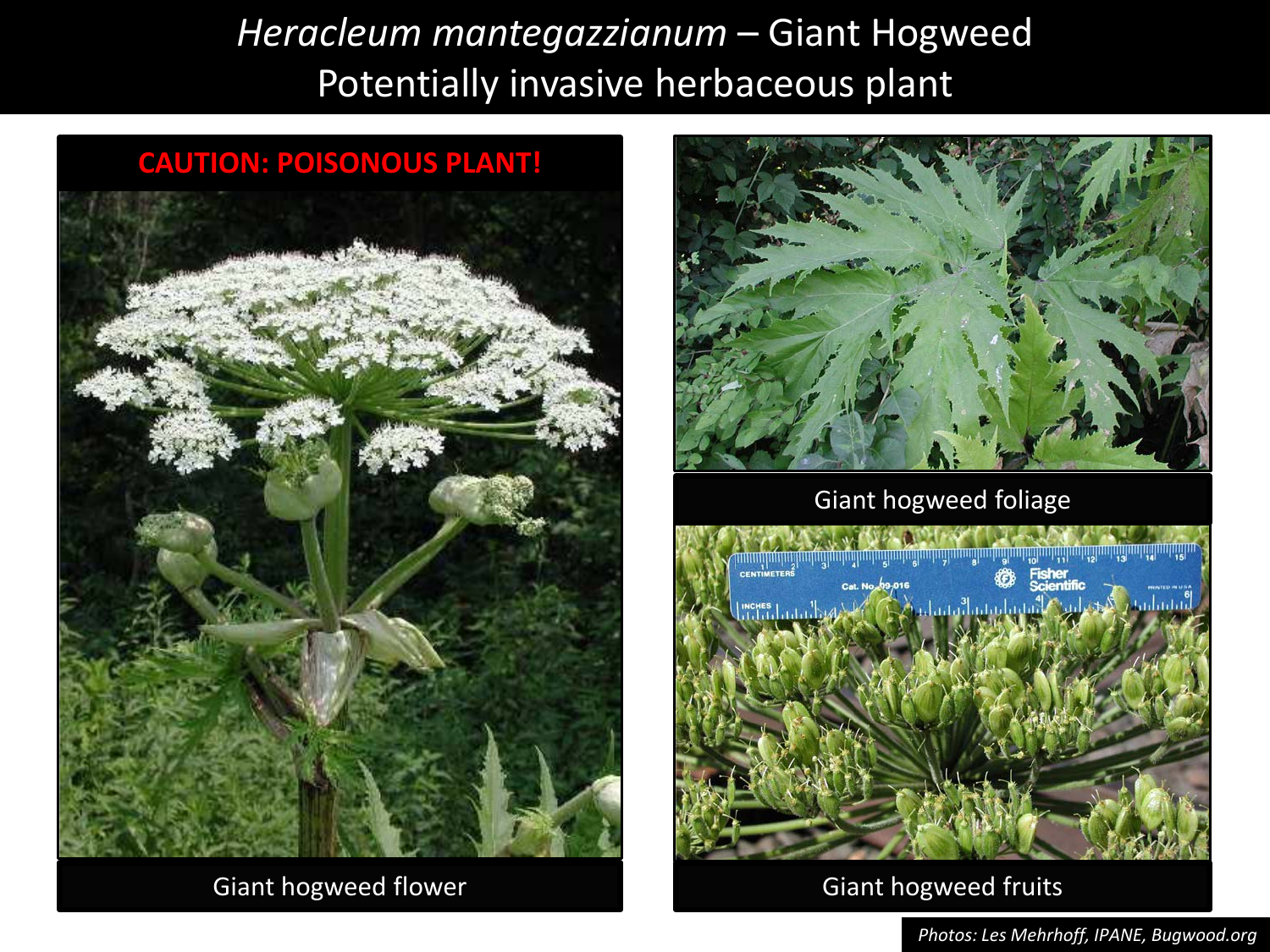# *Heracleum mantegazzianum* – Giant Hogweed
## Potentially invasive herbaceous plant

**CAUTION: POISONOUS PLANT!**

Giant hogweed flower

Giant hogweed foliage

Giant hogweed fruits

*Photos: Les Mehrhoff, IPANE, Bugwood.org*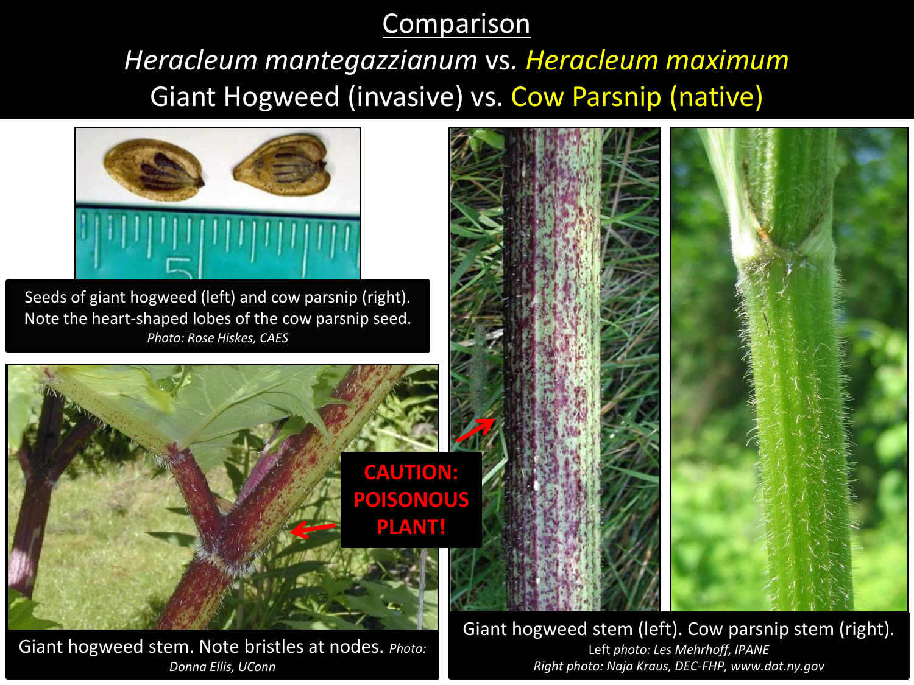# Comparison

## *Heracleum mantegazzianum* vs. *Heracleum maximum*

## Giant Hogweed (invasive) vs. Cow Parsnip (native)

Seeds of giant hogweed (left) and cow parsnip (right). Note the heart-shaped lobes of the cow parsnip seed.
*Photo: Rose Hiskes, CAES*

**CAUTION: POISONOUS PLANT!**

Giant hogweed stem. Note bristles at nodes. *Photo: Donna Ellis, UConn*

Giant hogweed stem (left). Cow parsnip stem (right).
Left *photo: Les Mehrhoff, IPANE*
*Right photo: Naja Kraus, DEC-FHP, www.dot.ny.gov*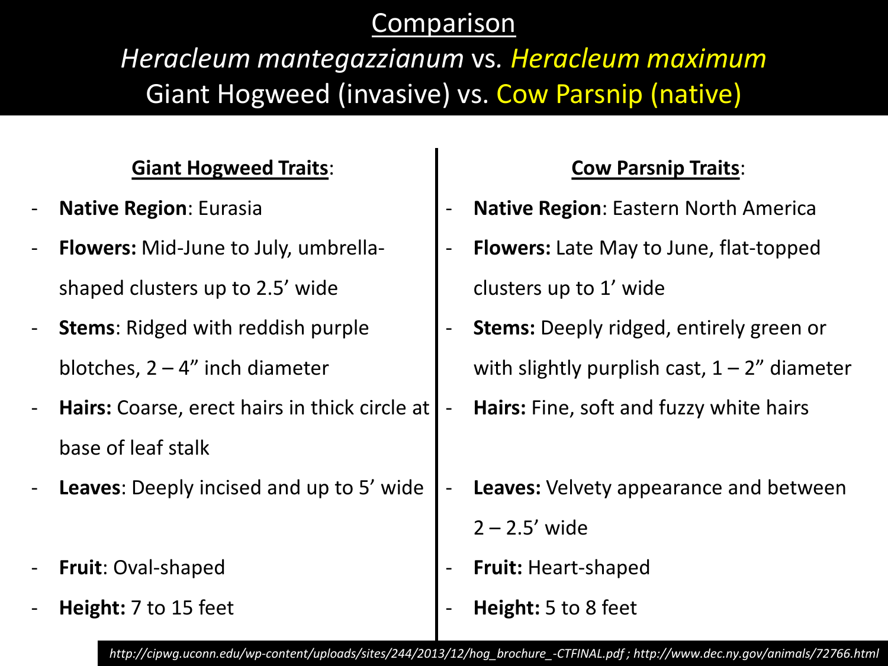# Comparison

## *Heracleum mantegazzianum* vs. *Heracleum maximum*

## Giant Hogweed (invasive) vs. Cow Parsnip (native)

**Giant Hogweed Traits**:

- **Native Region**: Eurasia
- **Flowers:** Mid-June to July, umbrella-shaped clusters up to 2.5’ wide
- **Stems**: Ridged with reddish purple blotches, 2 – 4” inch diameter
- **Hairs:** Coarse, erect hairs in thick circle at base of leaf stalk
- **Leaves**: Deeply incised and up to 5’ wide
- **Fruit**: Oval-shaped
- **Height:** 7 to 15 feet

**Cow Parsnip Traits**:

- **Native Region**: Eastern North America
- **Flowers:** Late May to June, flat-topped clusters up to 1’ wide
- **Stems:** Deeply ridged, entirely green or with slightly purplish cast, 1 – 2” diameter
- **Hairs:** Fine, soft and fuzzy white hairs
- **Leaves:** Velvety appearance and between 2 – 2.5’ wide
- **Fruit:** Heart-shaped
- **Height:** 5 to 8 feet

*http://cipwg.uconn.edu/wp-content/uploads/sites/244/2013/12/hog_brochure_-CTFINAL.pdf ; http://www.dec.ny.gov/animals/72766.html*